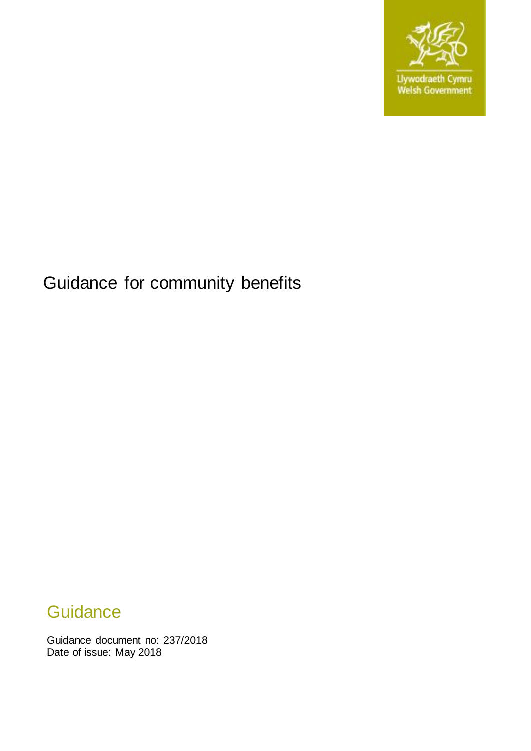Llywodraeth Cymru
Welsh Government

# Guidance for community benefits

## Guidance

Guidance document no: 237/2018
Date of issue: May 2018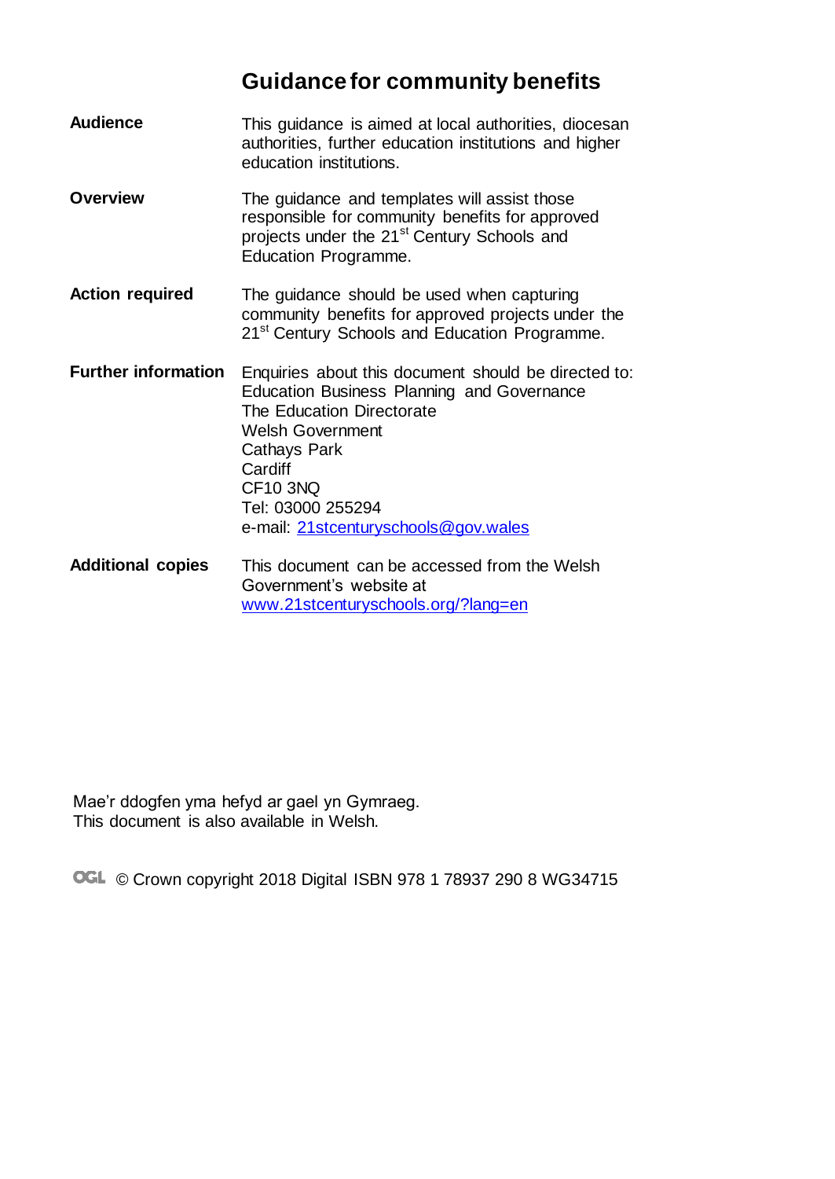# Guidance for community benefits

| | |
|---|---|
| **Audience** | This guidance is aimed at local authorities, diocesan authorities, further education institutions and higher education institutions. |
| **Overview** | The guidance and templates will assist those responsible for community benefits for approved projects under the 21st Century Schools and Education Programme. |
| **Action required** | The guidance should be used when capturing community benefits for approved projects under the 21st Century Schools and Education Programme. |
| **Further information** | Enquiries about this document should be directed to:<br>Education Business Planning and Governance<br>The Education Directorate<br>Welsh Government<br>Cathays Park<br>Cardiff<br>CF10 3NQ<br>Tel: 03000 255294<br>e-mail: [21stcenturyschools@gov.wales](mailto:21stcenturyschools@gov.wales) |
| **Additional copies** | This document can be accessed from the Welsh Government's website at [www.21stcenturyschools.org/?lang=en](http://www.21stcenturyschools.org/?lang=en) |

Mae'r ddogfen yma hefyd ar gael yn Gymraeg.
This document is also available in Welsh.

OGL © Crown copyright 2018 Digital ISBN 978 1 78937 290 8 WG34715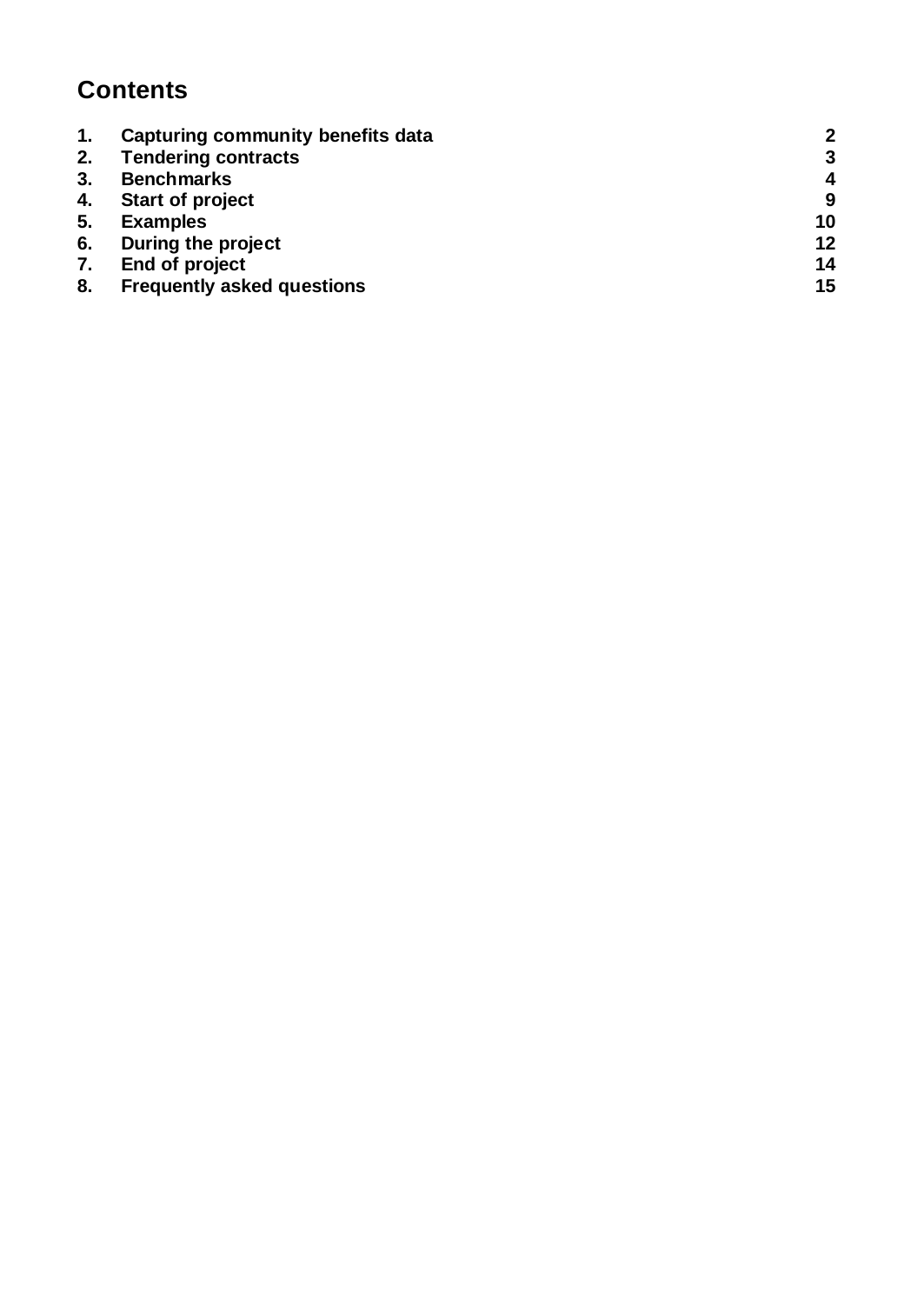# Contents

| | | |
|---|---|---|
| **1.** | **Capturing community benefits data** | **2** |
| **2.** | **Tendering contracts** | **3** |
| **3.** | **Benchmarks** | **4** |
| **4.** | **Start of project** | **9** |
| **5.** | **Examples** | **10** |
| **6.** | **During the project** | **12** |
| **7.** | **End of project** | **14** |
| **8.** | **Frequently asked questions** | **15** |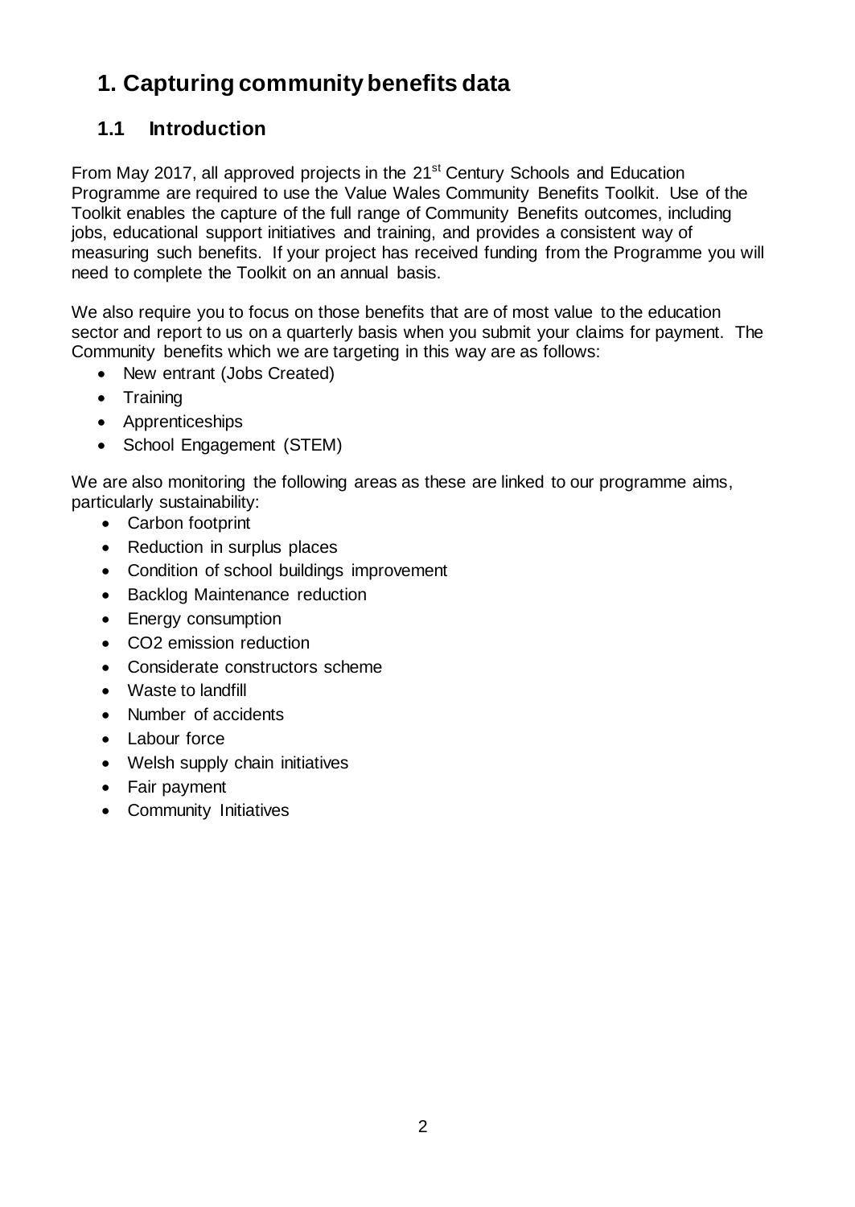# 1. Capturing community benefits data

## 1.1 Introduction

From May 2017, all approved projects in the 21st Century Schools and Education Programme are required to use the Value Wales Community Benefits Toolkit. Use of the Toolkit enables the capture of the full range of Community Benefits outcomes, including jobs, educational support initiatives and training, and provides a consistent way of measuring such benefits. If your project has received funding from the Programme you will need to complete the Toolkit on an annual basis.

We also require you to focus on those benefits that are of most value to the education sector and report to us on a quarterly basis when you submit your claims for payment. The Community benefits which we are targeting in this way are as follows:

- New entrant (Jobs Created)
- Training
- Apprenticeships
- School Engagement (STEM)

We are also monitoring the following areas as these are linked to our programme aims, particularly sustainability:

- Carbon footprint
- Reduction in surplus places
- Condition of school buildings improvement
- Backlog Maintenance reduction
- Energy consumption
- $CO_2$ emission reduction
- Considerate constructors scheme
- Waste to landfill
- Number of accidents
- Labour force
- Welsh supply chain initiatives
- Fair payment
- Community Initiatives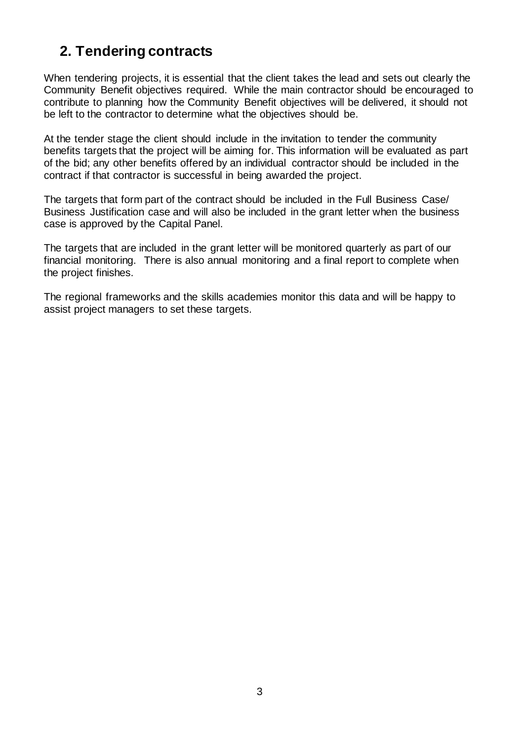## 2. Tendering contracts

When tendering projects, it is essential that the client takes the lead and sets out clearly the Community Benefit objectives required. While the main contractor should be encouraged to contribute to planning how the Community Benefit objectives will be delivered, it should not be left to the contractor to determine what the objectives should be.

At the tender stage the client should include in the invitation to tender the community benefits targets that the project will be aiming for. This information will be evaluated as part of the bid; any other benefits offered by an individual contractor should be included in the contract if that contractor is successful in being awarded the project.

The targets that form part of the contract should be included in the Full Business Case/ Business Justification case and will also be included in the grant letter when the business case is approved by the Capital Panel.

The targets that are included in the grant letter will be monitored quarterly as part of our financial monitoring. There is also annual monitoring and a final report to complete when the project finishes.

The regional frameworks and the skills academies monitor this data and will be happy to assist project managers to set these targets.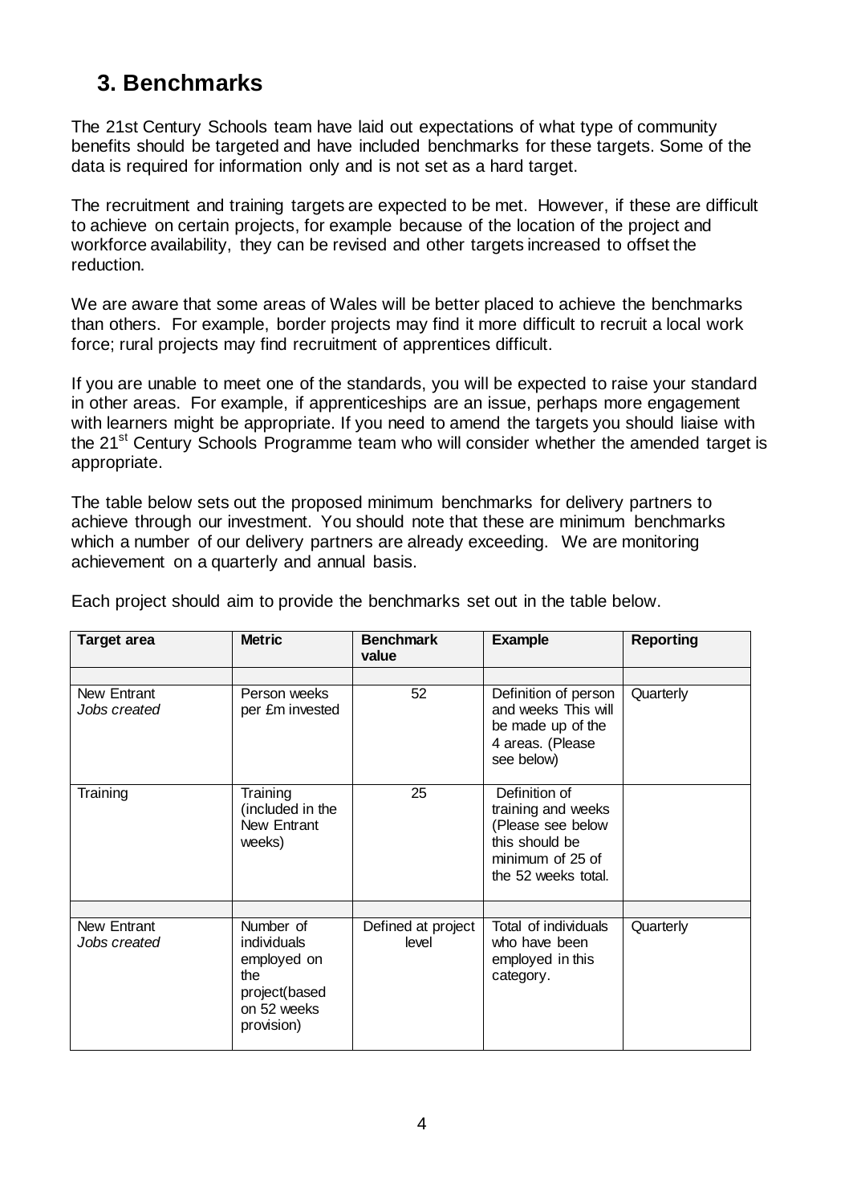## 3. Benchmarks

The 21st Century Schools team have laid out expectations of what type of community benefits should be targeted and have included benchmarks for these targets. Some of the data is required for information only and is not set as a hard target.

The recruitment and training targets are expected to be met. However, if these are difficult to achieve on certain projects, for example because of the location of the project and workforce availability, they can be revised and other targets increased to offset the reduction.

We are aware that some areas of Wales will be better placed to achieve the benchmarks than others. For example, border projects may find it more difficult to recruit a local work force; rural projects may find recruitment of apprentices difficult.

If you are unable to meet one of the standards, you will be expected to raise your standard in other areas. For example, if apprenticeships are an issue, perhaps more engagement with learners might be appropriate. If you need to amend the targets you should liaise with the 21st Century Schools Programme team who will consider whether the amended target is appropriate.

The table below sets out the proposed minimum benchmarks for delivery partners to achieve through our investment. You should note that these are minimum benchmarks which a number of our delivery partners are already exceeding. We are monitoring achievement on a quarterly and annual basis.

Each project should aim to provide the benchmarks set out in the table below.

| Target area | Metric | Benchmark value | Example | Reporting |
|---|---|---|---|---|
| | | | | |
| New Entrant *Jobs created* | Person weeks per £m invested | 52 | Definition of person and weeks This will be made up of the 4 areas. (Please see below) | Quarterly |
| Training | Training (included in the New Entrant weeks) | 25 | Definition of training and weeks (Please see below this should be minimum of 25 of the 52 weeks total. | |
| | | | | |
| New Entrant *Jobs created* | Number of individuals employed on the project(based on 52 weeks provision) | Defined at project level | Total of individuals who have been employed in this category. | Quarterly |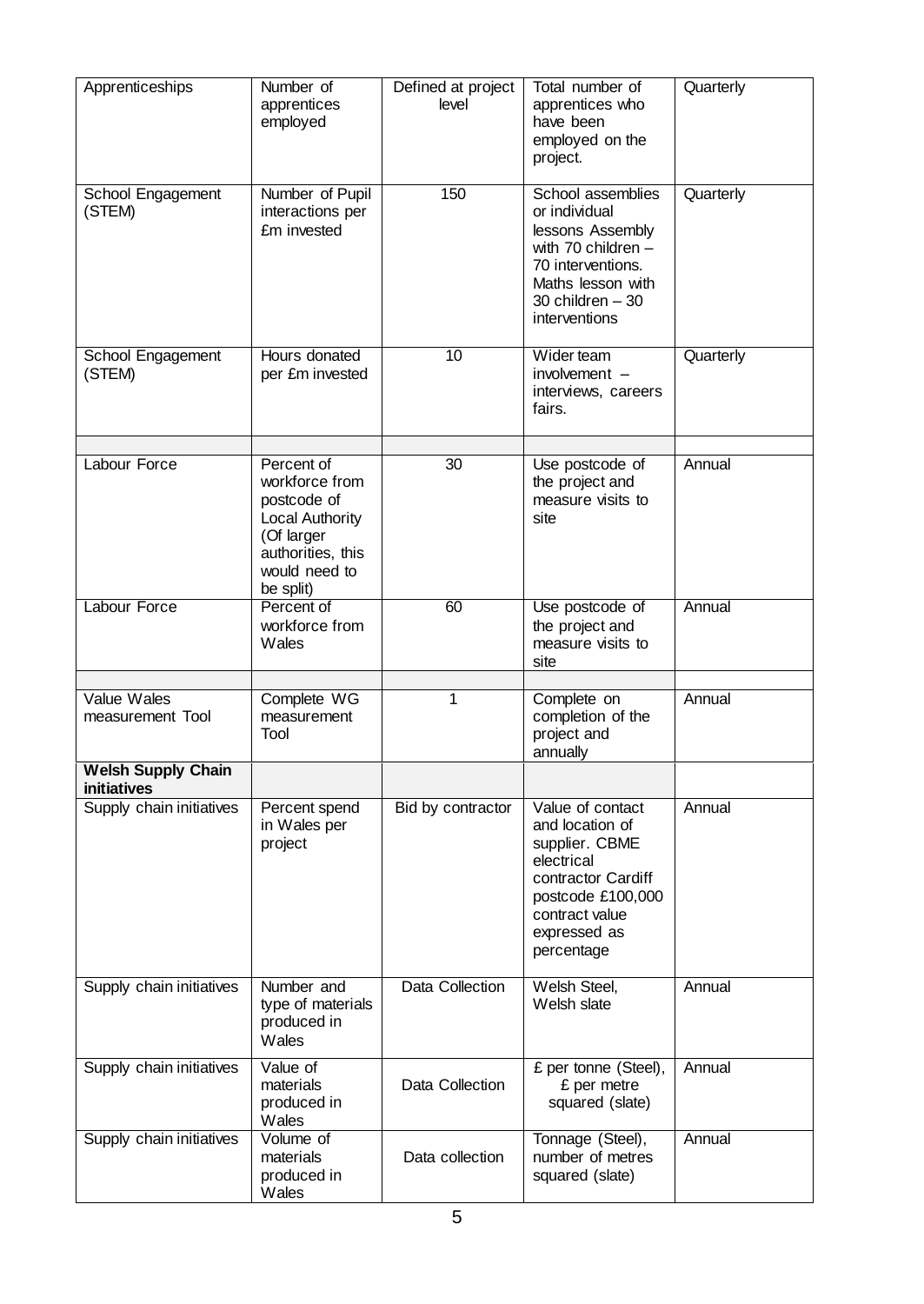| Apprenticeships | Number of apprentices employed | Defined at project level | Total number of apprentices who have been employed on the project. | Quarterly |
|---|---|---|---|---|
| School Engagement (STEM) | Number of Pupil interactions per £m invested | 150 | School assemblies or individual lessons Assembly with 70 children – 70 interventions. Maths lesson with 30 children – 30 interventions | Quarterly |
| School Engagement (STEM) | Hours donated per £m invested | 10 | Wider team involvement – interviews, careers fairs. | Quarterly |
| | | | | |
| Labour Force | Percent of workforce from postcode of Local Authority (Of larger authorities, this would need to be split) | 30 | Use postcode of the project and measure visits to site | Annual |
| Labour Force | Percent of workforce from Wales | 60 | Use postcode of the project and measure visits to site | Annual |
| | | | | |
| Value Wales measurement Tool | Complete WG measurement Tool | 1 | Complete on completion of the project and annually | Annual |
| **Welsh Supply Chain initiatives** | | | | |
| Supply chain initiatives | Percent spend in Wales per project | Bid by contractor | Value of contact and location of supplier. CBME electrical contractor Cardiff postcode £100,000 contract value expressed as percentage | Annual |
| Supply chain initiatives | Number and type of materials produced in Wales | Data Collection | Welsh Steel, Welsh slate | Annual |
| Supply chain initiatives | Value of materials produced in Wales | Data Collection | £ per tonne (Steel), £ per metre squared (slate) | Annual |
| Supply chain initiatives | Volume of materials produced in Wales | Data collection | Tonnage (Steel), number of metres squared (slate) | Annual |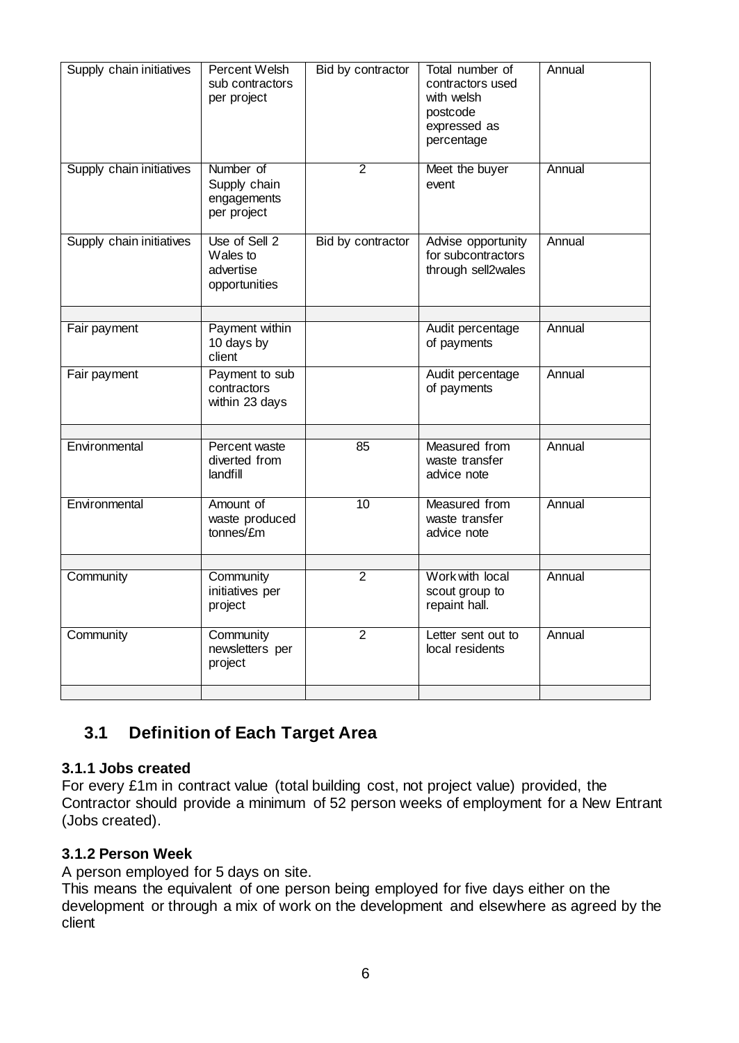| Supply chain initiatives | Percent Welsh sub contractors per project | Bid by contractor | Total number of contractors used with welsh postcode expressed as percentage | Annual |
|---|---|---|---|---|
| Supply chain initiatives | Number of Supply chain engagements per project | 2 | Meet the buyer event | Annual |
| Supply chain initiatives | Use of Sell 2 Wales to advertise opportunities | Bid by contractor | Advise opportunity for subcontractors through sell2wales | Annual |
| | | | | |
| Fair payment | Payment within 10 days by client | | Audit percentage of payments | Annual |
| Fair payment | Payment to sub contractors within 23 days | | Audit percentage of payments | Annual |
| | | | | |
| Environmental | Percent waste diverted from landfill | 85 | Measured from waste transfer advice note | Annual |
| Environmental | Amount of waste produced tonnes/£m | 10 | Measured from waste transfer advice note | Annual |
| | | | | |
| Community | Community initiatives per project | 2 | Work with local scout group to repaint hall. | Annual |
| Community | Community newsletters per project | 2 | Letter sent out to local residents | Annual |
| | | | | |

## 3.1 Definition of Each Target Area

### 3.1.1 Jobs created

For every £1m in contract value (total building cost, not project value) provided, the Contractor should provide a minimum of 52 person weeks of employment for a New Entrant (Jobs created).

### 3.1.2 Person Week

A person employed for 5 days on site.

This means the equivalent of one person being employed for five days either on the development or through a mix of work on the development and elsewhere as agreed by the client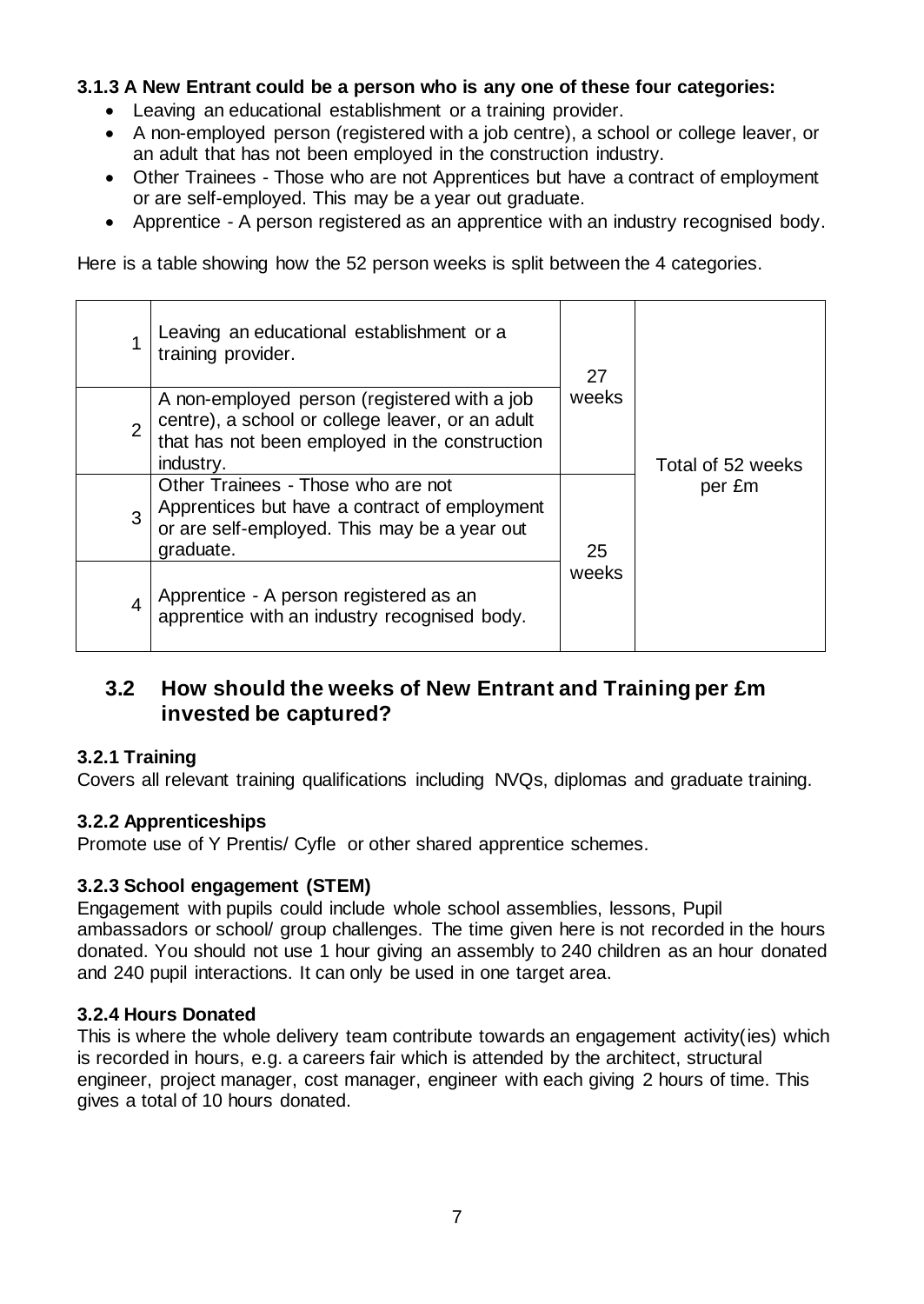**3.1.3 A New Entrant could be a person who is any one of these four categories:**

- Leaving an educational establishment or a training provider.
- A non-employed person (registered with a job centre), a school or college leaver, or an adult that has not been employed in the construction industry.
- Other Trainees - Those who are not Apprentices but have a contract of employment or are self-employed. This may be a year out graduate.
- Apprentice - A person registered as an apprentice with an industry recognised body.

Here is a table showing how the 52 person weeks is split between the 4 categories.

| | | | |
|---|---|---|---|
| 1 | Leaving an educational establishment or a training provider. | 27 weeks | Total of 52 weeks per £m |
| 2 | A non-employed person (registered with a job centre), a school or college leaver, or an adult that has not been employed in the construction industry. | | |
| 3 | Other Trainees - Those who are not Apprentices but have a contract of employment or are self-employed. This may be a year out graduate. | 25 weeks | |
| 4 | Apprentice - A person registered as an apprentice with an industry recognised body. | | |

## 3.2 How should the weeks of New Entrant and Training per £m invested be captured?

**3.2.1 Training**

Covers all relevant training qualifications including NVQs, diplomas and graduate training.

**3.2.2 Apprenticeships**

Promote use of Y Prentis/ Cyfle or other shared apprentice schemes.

**3.2.3 School engagement (STEM)**

Engagement with pupils could include whole school assemblies, lessons, Pupil ambassadors or school/ group challenges. The time given here is not recorded in the hours donated. You should not use 1 hour giving an assembly to 240 children as an hour donated and 240 pupil interactions. It can only be used in one target area.

**3.2.4 Hours Donated**

This is where the whole delivery team contribute towards an engagement activity(ies) which is recorded in hours, e.g. a careers fair which is attended by the architect, structural engineer, project manager, cost manager, engineer with each giving 2 hours of time. This gives a total of 10 hours donated.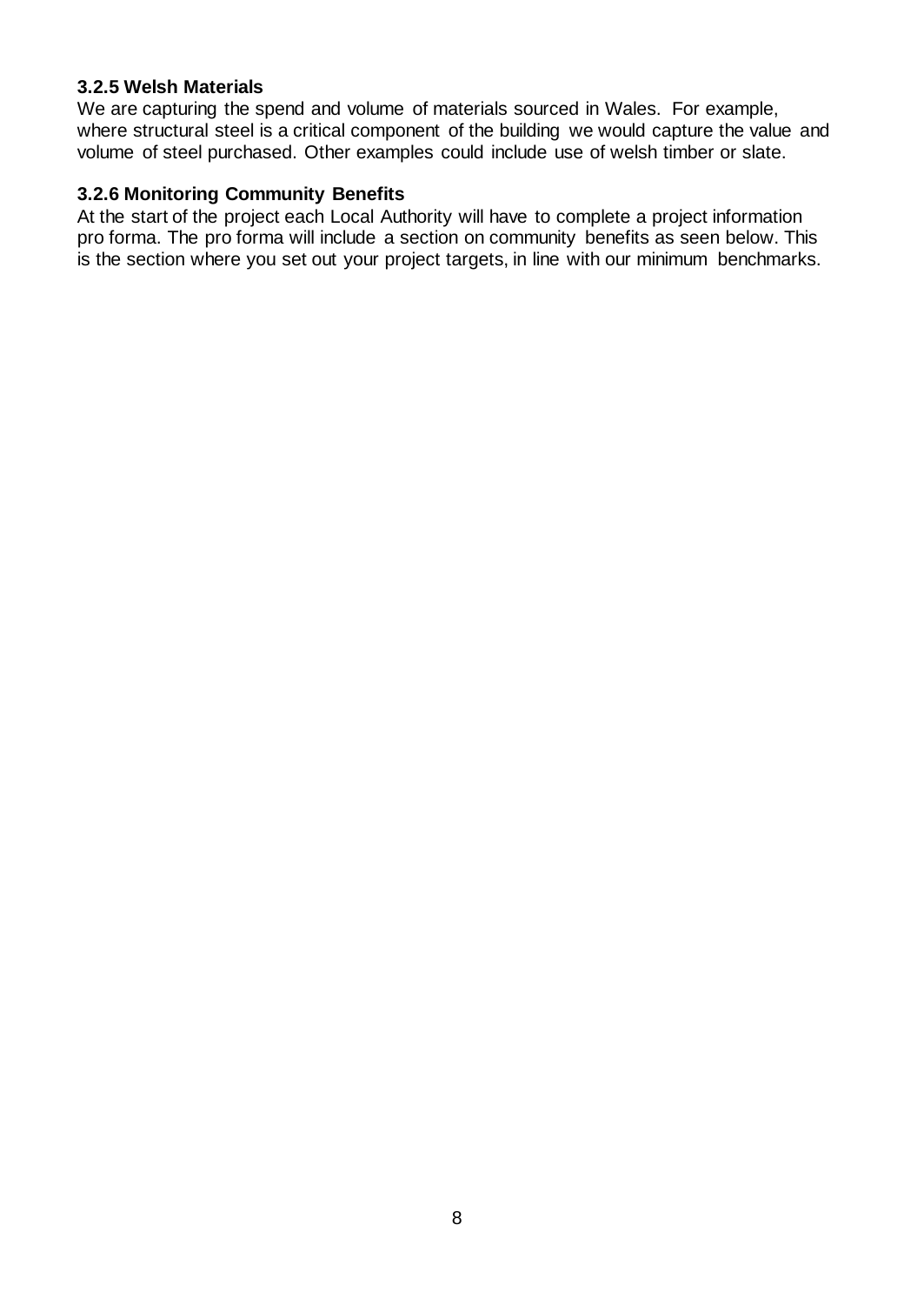### 3.2.5 Welsh Materials

We are capturing the spend and volume of materials sourced in Wales. For example, where structural steel is a critical component of the building we would capture the value and volume of steel purchased. Other examples could include use of welsh timber or slate.

### 3.2.6 Monitoring Community Benefits

At the start of the project each Local Authority will have to complete a project information pro forma. The pro forma will include a section on community benefits as seen below. This is the section where you set out your project targets, in line with our minimum benchmarks.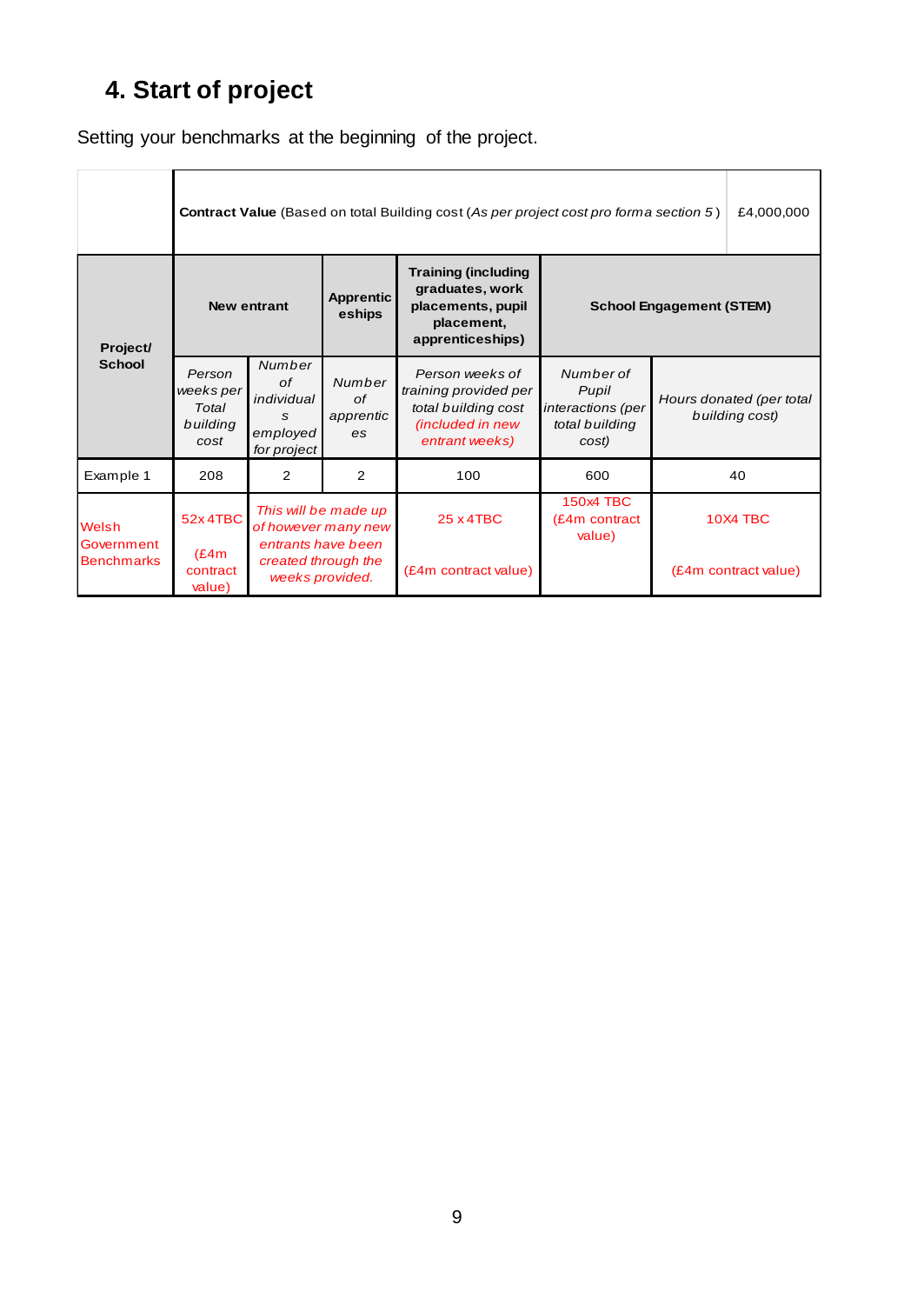## 4. Start of project

Setting your benchmarks at the beginning of the project.

| Project/ School | New entrant | | Apprenticeships | Training (including graduates, work placements, pupil placement, apprenticeships) | School Engagement (STEM) | |
|---|---|---|---|---|---|---|
| | **Contract Value** (Based on total Building cost (*As per project cost pro forma section 5*) | | | | | £4,000,000 |
| | *Person weeks per Total building cost* | *Number of individuals employed for project* | *Number of apprentices* | *Person weeks of training provided per total building cost (included in new entrant weeks)* | *Number of Pupil interactions (per total building cost)* | *Hours donated (per total building cost)* |
| Example 1 | 208 | 2 | 2 | 100 | 600 | 40 |
| Welsh Government Benchmarks | 52x 4TBC (£4m contract value) | *This will be made up of however many new entrants have been created through the weeks provided.* | | 25 x 4TBC (£4m contract value) | 150x4 TBC (£4m contract value) | 10X4 TBC (£4m contract value) |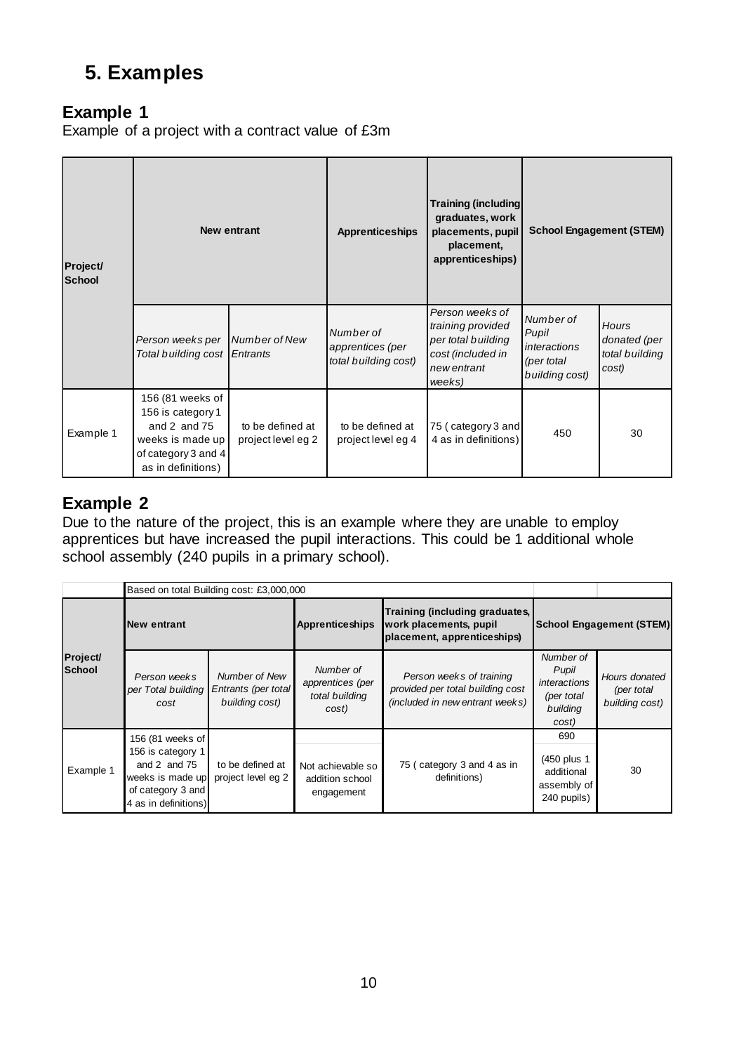# 5. Examples

## Example 1

Example of a project with a contract value of £3m

| Project/ School | New entrant | | Apprenticeships | Training (including graduates, work placements, pupil placement, apprenticeships) | School Engagement (STEM) | |
|---|---|---|---|---|---|---|
| | *Person weeks per Total building cost* | *Number of New Entrants* | *Number of apprentices (per total building cost)* | *Person weeks of training provided per total building cost (included in new entrant weeks)* | *Number of Pupil interactions (per total building cost)* | *Hours donated (per total building cost)* |
| Example 1 | 156 (81 weeks of 156 is category 1 and 2 and 75 weeks is made up of category 3 and 4 as in definitions) | to be defined at project level eg 2 | to be defined at project level eg 4 | 75 ( category 3 and 4 as in definitions) | 450 | 30 |

## Example 2

Due to the nature of the project, this is an example where they are unable to employ apprentices but have increased the pupil interactions. This could be 1 additional whole school assembly (240 pupils in a primary school).

| | Based on total Building cost: £3,000,000 | | | | | |
|---|---|---|---|---|---|---|
| Project/ School | New entrant | | Apprenticeships | Training (including graduates, work placements, pupil placement, apprenticeships) | School Engagement (STEM) | |
| | *Person weeks per Total building cost* | *Number of New Entrants (per total building cost)* | *Number of apprentices (per total building cost)* | *Person weeks of training provided per total building cost (included in new entrant weeks)* | *Number of Pupil interactions (per total building cost)* | *Hours donated (per total building cost)* |
| Example 1 | 156 (81 weeks of 156 is category 1 and 2 and 75 weeks is made up of category 3 and 4 as in definitions) | to be defined at project level eg 2 | Not achievable so addition school engagement | 75 ( category 3 and 4 as in definitions) | 690 (450 plus 1 additional assembly of 240 pupils) | 30 |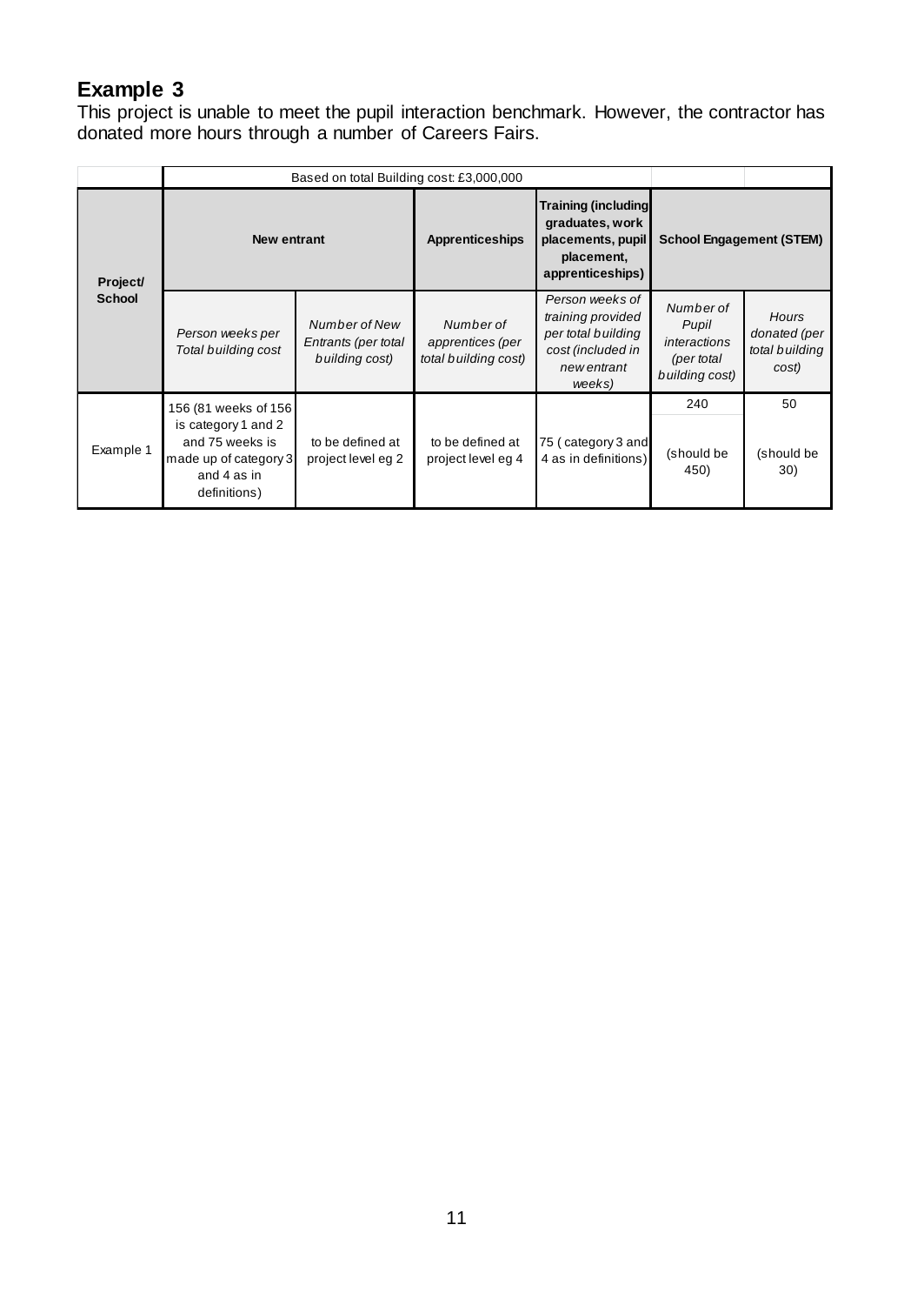## Example 3

This project is unable to meet the pupil interaction benchmark. However, the contractor has donated more hours through a number of Careers Fairs.

| Project/ School | Based on total Building cost: £3,000,000 | | | | | |
|---|---|---|---|---|---|---|
| | **New entrant** | | **Apprenticeships** | **Training (including graduates, work placements, pupil placement, apprenticeships)** | **School Engagement (STEM)** | |
| | *Person weeks per Total building cost* | *Number of New Entrants (per total building cost)* | *Number of apprentices (per total building cost)* | *Person weeks of training provided per total building cost (included in new entrant weeks)* | *Number of Pupil interactions (per total building cost)* | *Hours donated (per total building cost)* |
| Example 1 | 156 (81 weeks of 156 is category 1 and 2 and 75 weeks is made up of category 3 and 4 as in definitions) | to be defined at project level eg 2 | to be defined at project level eg 4 | 75 ( category 3 and 4 as in definitions) | 240 (should be 450) | 50 (should be 30) |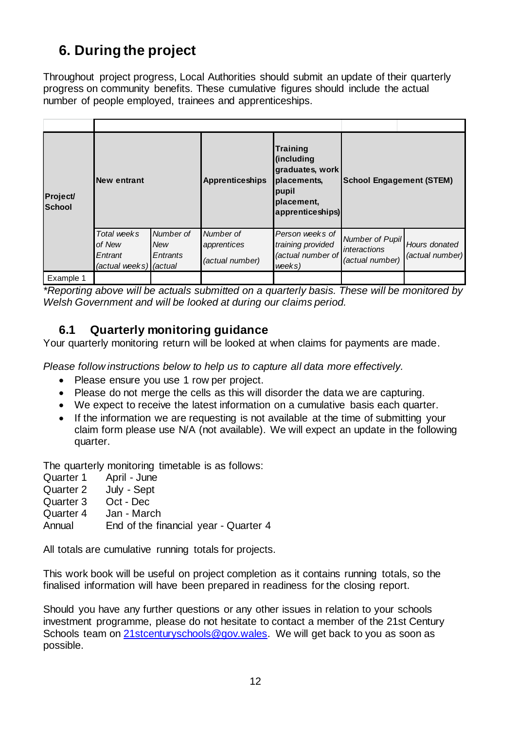## 6. During the project

Throughout project progress, Local Authorities should submit an update of their quarterly progress on community benefits. These cumulative figures should include the actual number of people employed, trainees and apprenticeships.

| | | | | | | |
|---|---|---|---|---|---|---|
| **Project/ School** | **New entrant** | | **Apprenticeships** | **Training (including graduates, work placements, pupil placement, apprenticeships)** | **School Engagement (STEM)** | |
| | *Total weeks of New Entrant (actual weeks)* | *Number of New Entrants (actual* | *Number of apprentices (actual number)* | *Person weeks of training provided (actual number of weeks)* | *Number of Pupil interactions (actual number)* | *Hours donated (actual number)* |
| Example 1 | | | | | | |

*\*Reporting above will be actuals submitted on a quarterly basis. These will be monitored by Welsh Government and will be looked at during our claims period.*

### 6.1 Quarterly monitoring guidance

Your quarterly monitoring return will be looked at when claims for payments are made.

*Please follow instructions below to help us to capture all data more effectively.*

- Please ensure you use 1 row per project.
- Please do not merge the cells as this will disorder the data we are capturing.
- We expect to receive the latest information on a cumulative basis each quarter.
- If the information we are requesting is not available at the time of submitting your claim form please use N/A (not available). We will expect an update in the following quarter.

The quarterly monitoring timetable is as follows:

| | |
|---|---|
| Quarter 1 | April - June |
| Quarter 2 | July - Sept |
| Quarter 3 | Oct - Dec |
| Quarter 4 | Jan - March |
| Annual | End of the financial year - Quarter 4 |

All totals are cumulative running totals for projects.

This work book will be useful on project completion as it contains running totals, so the finalised information will have been prepared in readiness for the closing report.

Should you have any further questions or any other issues in relation to your schools investment programme, please do not hesitate to contact a member of the 21st Century Schools team on 21stcenturyschools@gov.wales. We will get back to you as soon as possible.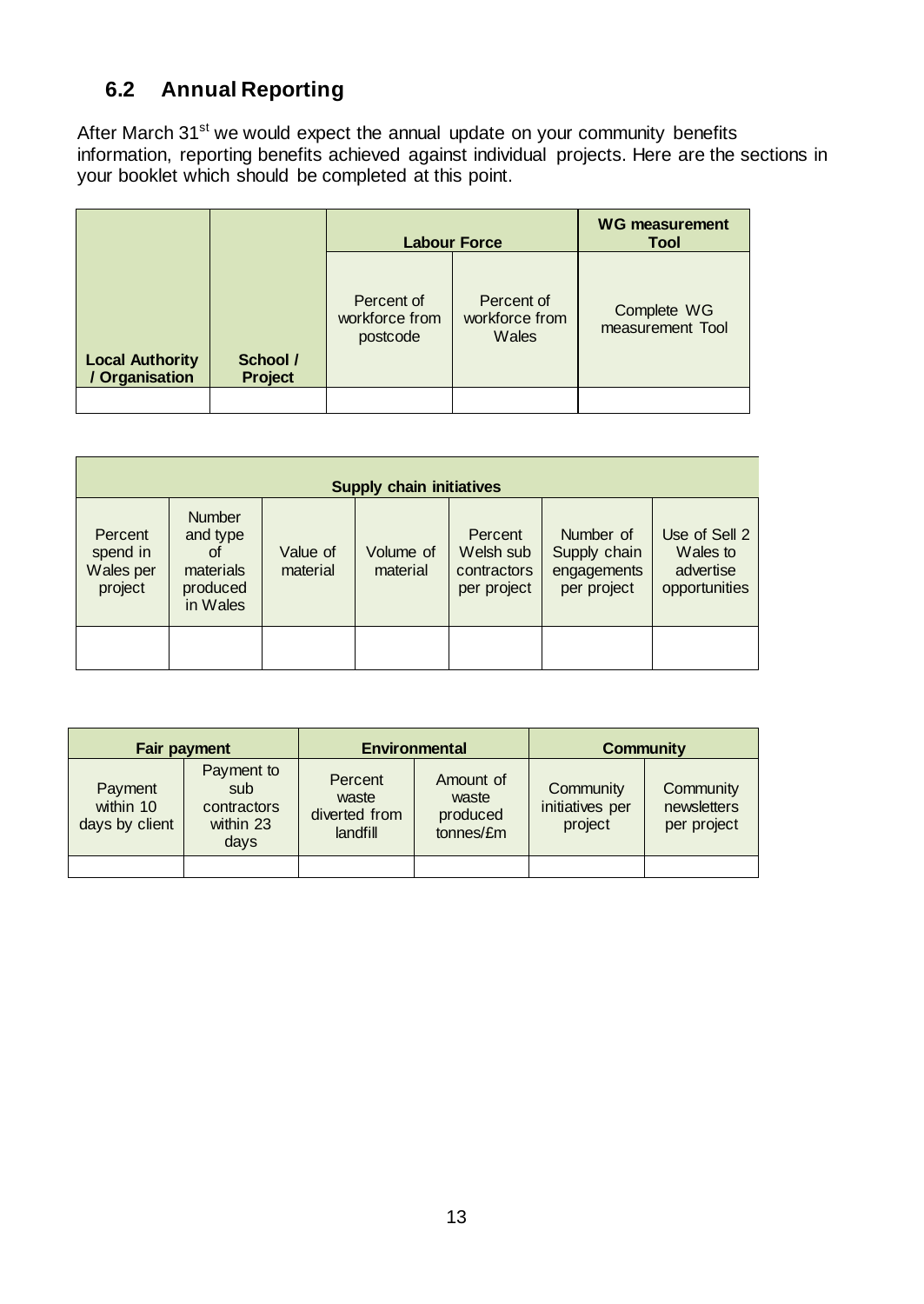## 6.2 Annual Reporting

After March 31st we would expect the annual update on your community benefits information, reporting benefits achieved against individual projects. Here are the sections in your booklet which should be completed at this point.

| Local Authority / Organisation | School / Project | Labour Force | | WG measurement Tool |
|---|---|---|---|---|
| | | Percent of workforce from postcode | Percent of workforce from Wales | Complete WG measurement Tool |
| | | | | |

| Supply chain initiatives | | | | | | |
|---|---|---|---|---|---|---|
| Percent spend in Wales per project | Number and type of materials produced in Wales | Value of material | Volume of material | Percent Welsh sub contractors per project | Number of Supply chain engagements per project | Use of Sell 2 Wales to advertise opportunities |
| | | | | | | |

| Fair payment | | Environmental | | Community | |
|---|---|---|---|---|---|
| Payment within 10 days by client | Payment to sub contractors within 23 days | Percent waste diverted from landfill | Amount of waste produced tonnes/£m | Community initiatives per project | Community newsletters per project |
| | | | | | |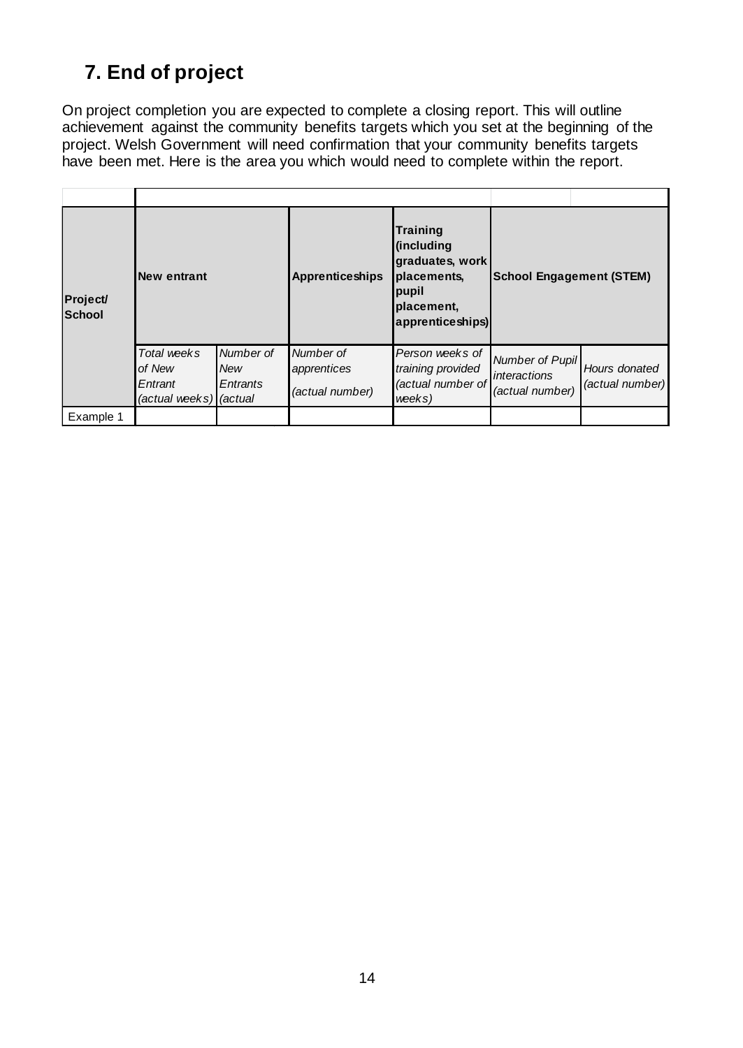## 7. End of project

On project completion you are expected to complete a closing report. This will outline achievement against the community benefits targets which you set at the beginning of the project. Welsh Government will need confirmation that your community benefits targets have been met. Here is the area you which would need to complete within the report.

| | | | | | | |
|---|---|---|---|---|---|---|
| **Project/ School** | **New entrant** | | **Apprenticeships** | **Training (including graduates, work placements, pupil placement, apprenticeships)** | **School Engagement (STEM)** | |
| | *Total weeks of New Entrant (actual weeks)* | *Number of New Entrants (actual* | *Number of apprentices (actual number)* | *Person weeks of training provided (actual number of weeks)* | *Number of Pupil interactions (actual number)* | *Hours donated (actual number)* |
| Example 1 | | | | | | |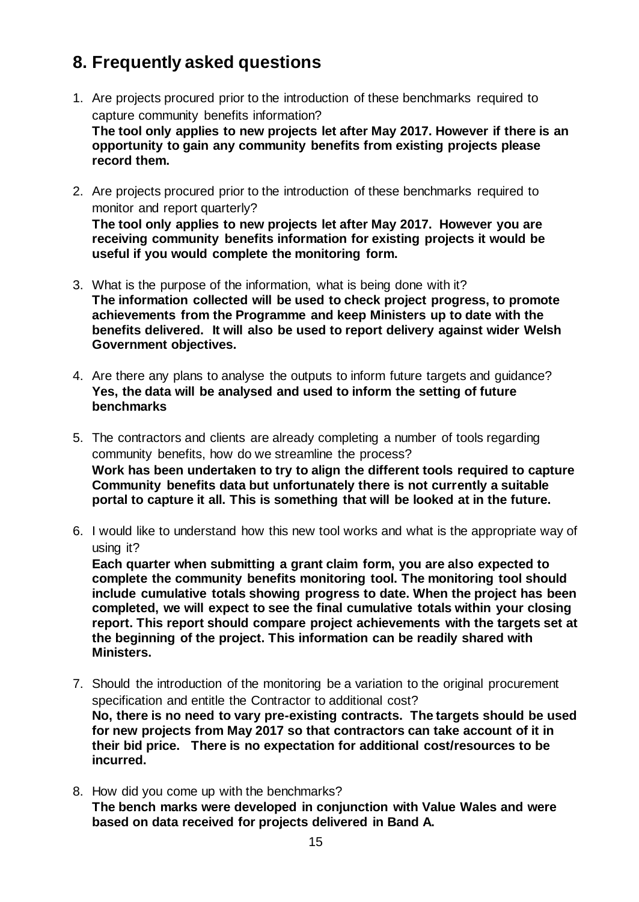## 8. Frequently asked questions

1. Are projects procured prior to the introduction of these benchmarks required to capture community benefits information?
   **The tool only applies to new projects let after May 2017. However if there is an opportunity to gain any community benefits from existing projects please record them.**

2. Are projects procured prior to the introduction of these benchmarks required to monitor and report quarterly?
   **The tool only applies to new projects let after May 2017. However you are receiving community benefits information for existing projects it would be useful if you would complete the monitoring form.**

3. What is the purpose of the information, what is being done with it?
   **The information collected will be used to check project progress, to promote achievements from the Programme and keep Ministers up to date with the benefits delivered. It will also be used to report delivery against wider Welsh Government objectives.**

4. Are there any plans to analyse the outputs to inform future targets and guidance?
   **Yes, the data will be analysed and used to inform the setting of future benchmarks**

5. The contractors and clients are already completing a number of tools regarding community benefits, how do we streamline the process?
   **Work has been undertaken to try to align the different tools required to capture Community benefits data but unfortunately there is not currently a suitable portal to capture it all. This is something that will be looked at in the future.**

6. I would like to understand how this new tool works and what is the appropriate way of using it?
   **Each quarter when submitting a grant claim form, you are also expected to complete the community benefits monitoring tool. The monitoring tool should include cumulative totals showing progress to date. When the project has been completed, we will expect to see the final cumulative totals within your closing report. This report should compare project achievements with the targets set at the beginning of the project. This information can be readily shared with Ministers.**

7. Should the introduction of the monitoring be a variation to the original procurement specification and entitle the Contractor to additional cost?
   **No, there is no need to vary pre-existing contracts. The targets should be used for new projects from May 2017 so that contractors can take account of it in their bid price. There is no expectation for additional cost/resources to be incurred.**

8. How did you come up with the benchmarks?
   **The bench marks were developed in conjunction with Value Wales and were based on data received for projects delivered in Band A.**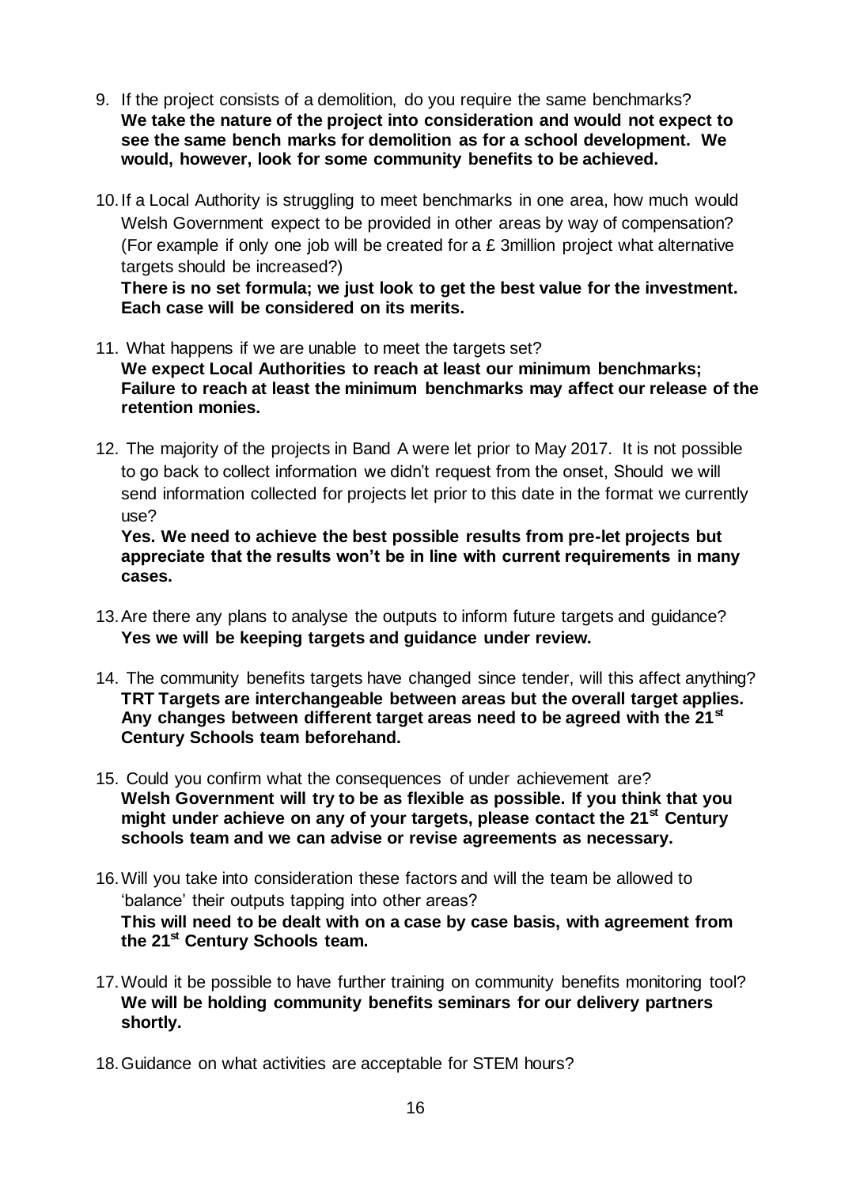9. If the project consists of a demolition, do you require the same benchmarks?
   **We take the nature of the project into consideration and would not expect to see the same bench marks for demolition as for a school development. We would, however, look for some community benefits to be achieved.**

10. If a Local Authority is struggling to meet benchmarks in one area, how much would Welsh Government expect to be provided in other areas by way of compensation? (For example if only one job will be created for a £ 3million project what alternative targets should be increased?)
    **There is no set formula; we just look to get the best value for the investment. Each case will be considered on its merits.**

11. What happens if we are unable to meet the targets set?
    **We expect Local Authorities to reach at least our minimum benchmarks; Failure to reach at least the minimum benchmarks may affect our release of the retention monies.**

12. The majority of the projects in Band A were let prior to May 2017. It is not possible to go back to collect information we didn't request from the onset, Should we will send information collected for projects let prior to this date in the format we currently use?
    **Yes. We need to achieve the best possible results from pre-let projects but appreciate that the results won't be in line with current requirements in many cases.**

13. Are there any plans to analyse the outputs to inform future targets and guidance?
    **Yes we will be keeping targets and guidance under review.**

14. The community benefits targets have changed since tender, will this affect anything?
    **TRT Targets are interchangeable between areas but the overall target applies. Any changes between different target areas need to be agreed with the 21st Century Schools team beforehand.**

15. Could you confirm what the consequences of under achievement are?
    **Welsh Government will try to be as flexible as possible. If you think that you might under achieve on any of your targets, please contact the 21st Century schools team and we can advise or revise agreements as necessary.**

16. Will you take into consideration these factors and will the team be allowed to 'balance' their outputs tapping into other areas?
    **This will need to be dealt with on a case by case basis, with agreement from the 21st Century Schools team.**

17. Would it be possible to have further training on community benefits monitoring tool?
    **We will be holding community benefits seminars for our delivery partners shortly.**

18. Guidance on what activities are acceptable for STEM hours?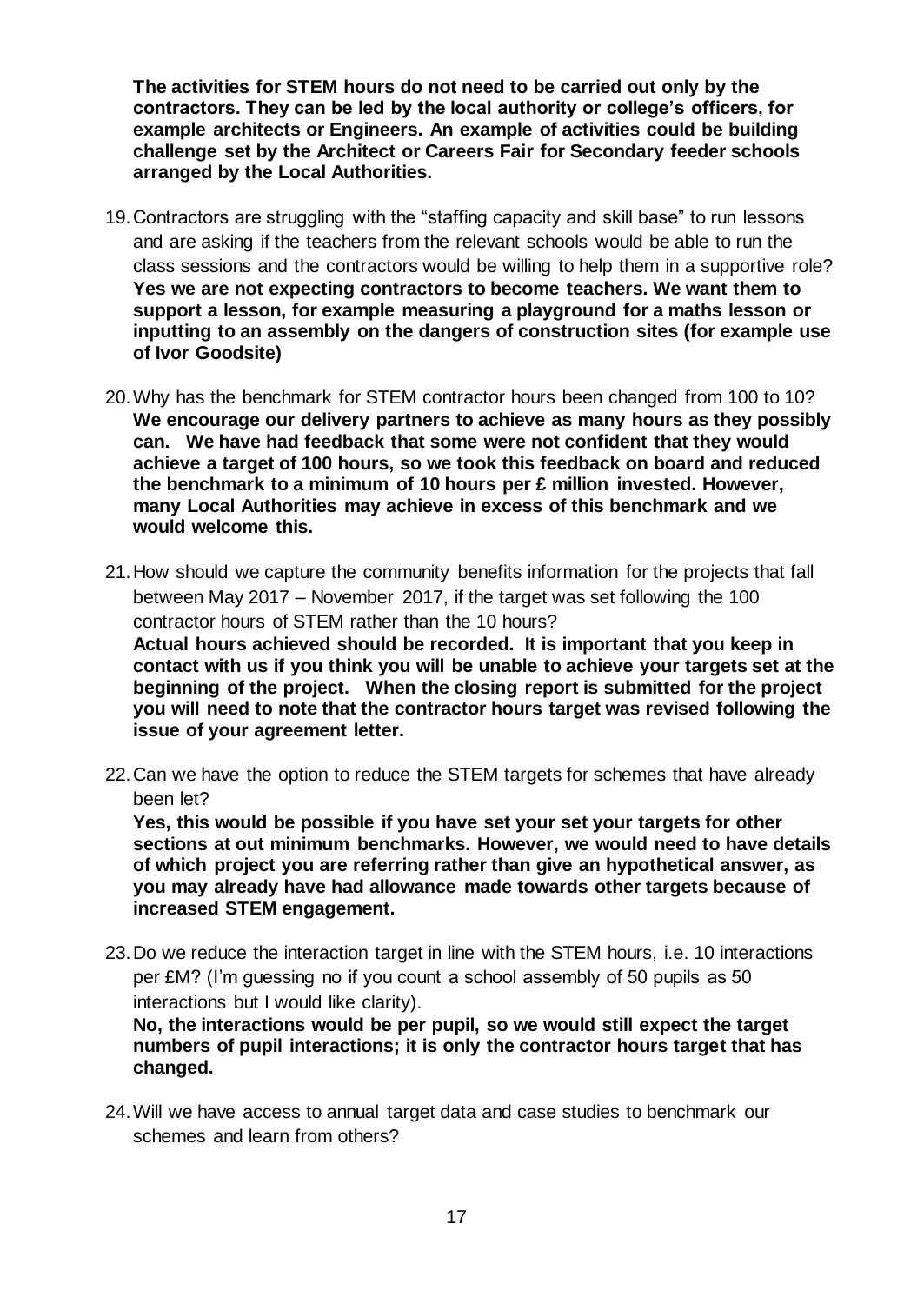**The activities for STEM hours do not need to be carried out only by the contractors. They can be led by the local authority or college's officers, for example architects or Engineers. An example of activities could be building challenge set by the Architect or Careers Fair for Secondary feeder schools arranged by the Local Authorities.**

19. Contractors are struggling with the "staffing capacity and skill base" to run lessons and are asking if the teachers from the relevant schools would be able to run the class sessions and the contractors would be willing to help them in a supportive role?
**Yes we are not expecting contractors to become teachers. We want them to support a lesson, for example measuring a playground for a maths lesson or inputting to an assembly on the dangers of construction sites (for example use of Ivor Goodsite)**

20. Why has the benchmark for STEM contractor hours been changed from 100 to 10?
**We encourage our delivery partners to achieve as many hours as they possibly can. We have had feedback that some were not confident that they would achieve a target of 100 hours, so we took this feedback on board and reduced the benchmark to a minimum of 10 hours per £ million invested. However, many Local Authorities may achieve in excess of this benchmark and we would welcome this.**

21. How should we capture the community benefits information for the projects that fall between May 2017 – November 2017, if the target was set following the 100 contractor hours of STEM rather than the 10 hours?
**Actual hours achieved should be recorded. It is important that you keep in contact with us if you think you will be unable to achieve your targets set at the beginning of the project. When the closing report is submitted for the project you will need to note that the contractor hours target was revised following the issue of your agreement letter.**

22. Can we have the option to reduce the STEM targets for schemes that have already been let?
**Yes, this would be possible if you have set your set your targets for other sections at out minimum benchmarks. However, we would need to have details of which project you are referring rather than give an hypothetical answer, as you may already have had allowance made towards other targets because of increased STEM engagement.**

23. Do we reduce the interaction target in line with the STEM hours, i.e. 10 interactions per £M? (I'm guessing no if you count a school assembly of 50 pupils as 50 interactions but I would like clarity).
**No, the interactions would be per pupil, so we would still expect the target numbers of pupil interactions; it is only the contractor hours target that has changed.**

24. Will we have access to annual target data and case studies to benchmark our schemes and learn from others?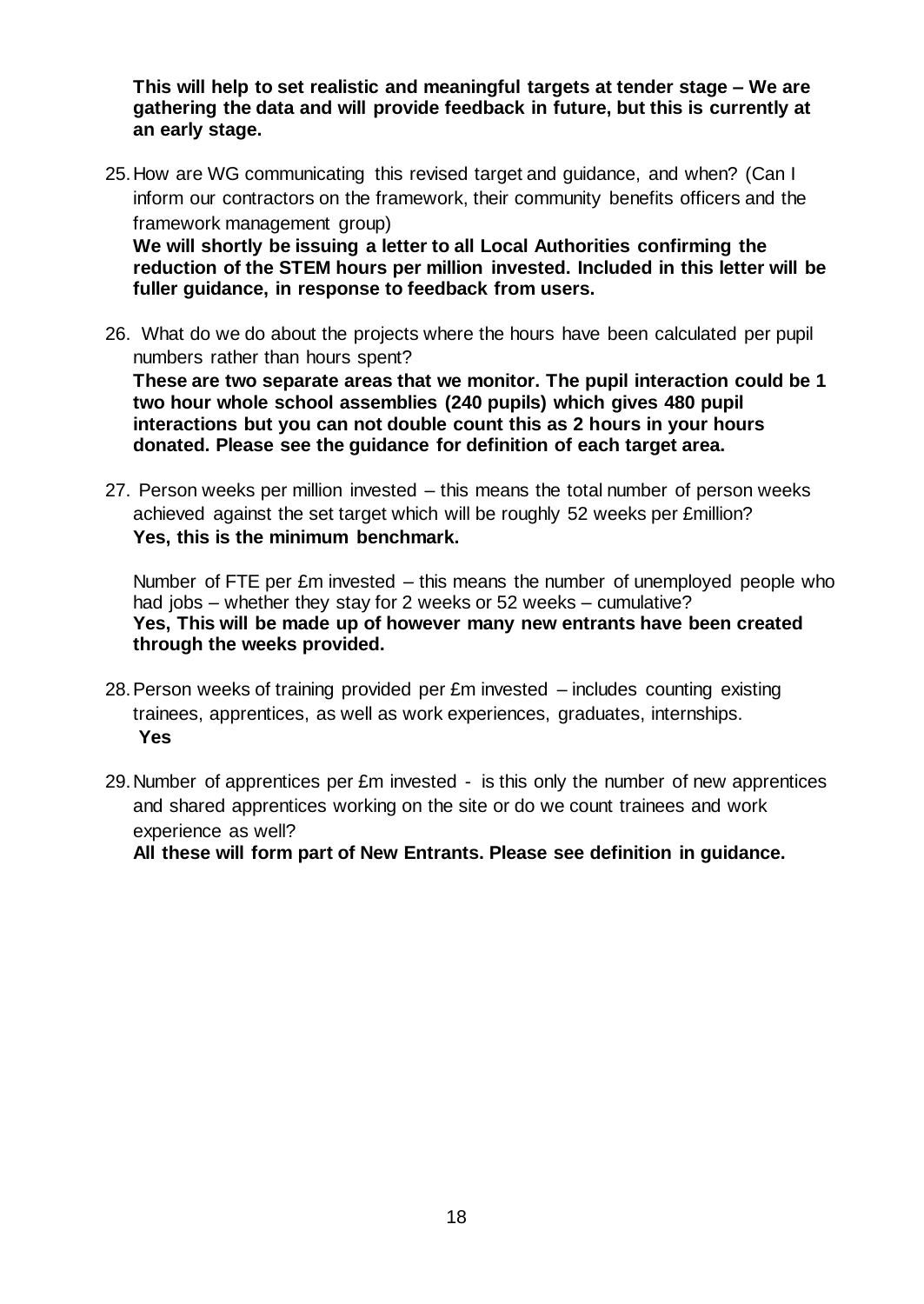**This will help to set realistic and meaningful targets at tender stage – We are gathering the data and will provide feedback in future, but this is currently at an early stage.**

25. How are WG communicating this revised target and guidance, and when? (Can I inform our contractors on the framework, their community benefits officers and the framework management group)
**We will shortly be issuing a letter to all Local Authorities confirming the reduction of the STEM hours per million invested. Included in this letter will be fuller guidance, in response to feedback from users.**

26. What do we do about the projects where the hours have been calculated per pupil numbers rather than hours spent?
**These are two separate areas that we monitor. The pupil interaction could be 1 two hour whole school assemblies (240 pupils) which gives 480 pupil interactions but you can not double count this as 2 hours in your hours donated. Please see the guidance for definition of each target area.**

27. Person weeks per million invested – this means the total number of person weeks achieved against the set target which will be roughly 52 weeks per £million?
**Yes, this is the minimum benchmark.**

Number of FTE per £m invested – this means the number of unemployed people who had jobs – whether they stay for 2 weeks or 52 weeks – cumulative?
**Yes, This will be made up of however many new entrants have been created through the weeks provided.**

28. Person weeks of training provided per £m invested – includes counting existing trainees, apprentices, as well as work experiences, graduates, internships.
**Yes**

29. Number of apprentices per £m invested - is this only the number of new apprentices and shared apprentices working on the site or do we count trainees and work experience as well?
**All these will form part of New Entrants. Please see definition in guidance.**